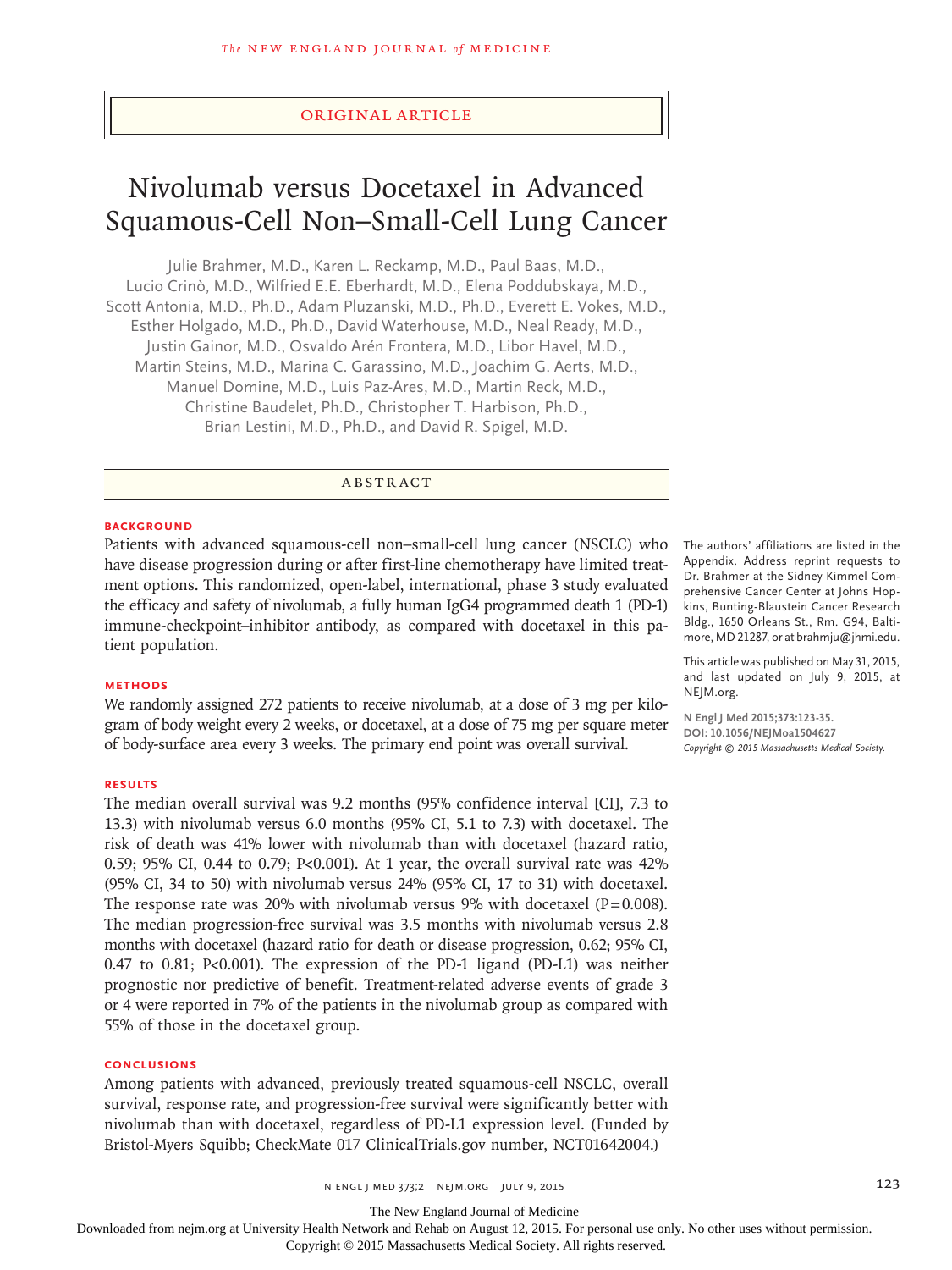ORIGINAL ARTICLE

# Nivolumab versus Docetaxel in Advanced Squamous-Cell Non–Small-Cell Lung Cancer

Julie Brahmer, M.D., Karen L. Reckamp, M.D., Paul Baas, M.D., Lucio Crinò, M.D., Wilfried E.E. Eberhardt, M.D., Elena Poddubskaya, M.D., Scott Antonia, M.D., Ph.D., Adam Pluzanski, M.D., Ph.D., Everett E. Vokes, M.D., Esther Holgado, M.D., Ph.D., David Waterhouse, M.D., Neal Ready, M.D., Justin Gainor, M.D., Osvaldo Arén Frontera, M.D., Libor Havel, M.D., Martin Steins, M.D., Marina C. Garassino, M.D., Joachim G. Aerts, M.D., Manuel Domine, M.D., Luis Paz-Ares, M.D., Martin Reck, M.D., Christine Baudelet, Ph.D., Christopher T. Harbison, Ph.D., Brian Lestini, M.D., Ph.D., and David R. Spigel, M.D.

## ABSTRACT

### BACKGROUND

Patients with advanced squamous-cell non–small-cell lung cancer (NSCLC) who have disease progression during or after first-line chemotherapy have limited treatment options. This randomized, open-label, international, phase 3 study evaluated the efficacy and safety of nivolumab, a fully human IgG4 programmed death 1 (PD-1) immune-checkpoint–inhibitor antibody, as compared with docetaxel in this patient population.

### METHODS

We randomly assigned 272 patients to receive nivolumab, at a dose of 3 mg per kilogram of body weight every 2 weeks, or docetaxel, at a dose of 75 mg per square meter of body-surface area every 3 weeks. The primary end point was overall survival.

### RESULTS

The median overall survival was 9.2 months (95% confidence interval [CI], 7.3 to 13.3) with nivolumab versus 6.0 months (95% CI, 5.1 to 7.3) with docetaxel. The risk of death was 41% lower with nivolumab than with docetaxel (hazard ratio, 0.59; 95% CI, 0.44 to 0.79; P<0.001). At 1 year, the overall survival rate was 42% (95% CI, 34 to 50) with nivolumab versus 24% (95% CI, 17 to 31) with docetaxel. The response rate was 20% with nivolumab versus 9% with docetaxel (P=0.008). The median progression-free survival was 3.5 months with nivolumab versus 2.8 months with docetaxel (hazard ratio for death or disease progression, 0.62; 95% CI, 0.47 to 0.81; P<0.001). The expression of the PD-1 ligand (PD-L1) was neither prognostic nor predictive of benefit. Treatment-related adverse events of grade 3 or 4 were reported in 7% of the patients in the nivolumab group as compared with 55% of those in the docetaxel group.

### CONCLUSIONS

Among patients with advanced, previously treated squamous-cell NSCLC, overall survival, response rate, and progression-free survival were significantly better with nivolumab than with docetaxel, regardless of PD-L1 expression level. (Funded by Bristol-Myers Squibb; CheckMate 017 ClinicalTrials.gov number, NCT01642004.)

The authors' affiliations are listed in the Appendix. Address reprint requests to Dr. Brahmer at the Sidney Kimmel Comprehensive Cancer Center at Johns Hopkins, Bunting-Blaustein Cancer Research Bldg., 1650 Orleans St., Rm. G94, Baltimore, MD 21287, or at brahmju@jhmi.edu.

This article was published on May 31, 2015, and last updated on July 9, 2015, at NEJM.org.

**N Engl J Med 2015;373:123-35.**
**DOI: 10.1056/NEJMoa1504627**
*Copyright © 2015 Massachusetts Medical Society.*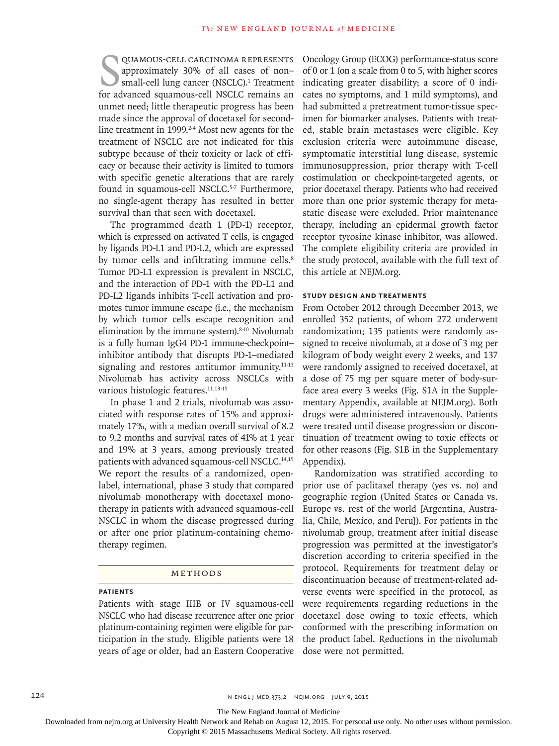Squamous-cell carcinoma represents approximately 30% of all cases of non–small-cell lung cancer (NSCLC).[1] Treatment for advanced squamous-cell NSCLC remains an unmet need; little therapeutic progress has been made since the approval of docetaxel for second-line treatment in 1999.[2-4] Most new agents for the treatment of NSCLC are not indicated for this subtype because of their toxicity or lack of efficacy or because their activity is limited to tumors with specific genetic alterations that are rarely found in squamous-cell NSCLC.[5-7] Furthermore, no single-agent therapy has resulted in better survival than that seen with docetaxel.

The programmed death 1 (PD-1) receptor, which is expressed on activated T cells, is engaged by ligands PD-L1 and PD-L2, which are expressed by tumor cells and infiltrating immune cells.[8] Tumor PD-L1 expression is prevalent in NSCLC, and the interaction of PD-1 with the PD-L1 and PD-L2 ligands inhibits T-cell activation and promotes tumor immune escape (i.e., the mechanism by which tumor cells escape recognition and elimination by the immune system).[8-10] Nivolumab is a fully human IgG4 PD-1 immune-checkpoint–inhibitor antibody that disrupts PD-1–mediated signaling and restores antitumor immunity.[11-13] Nivolumab has activity across NSCLCs with various histologic features.[11,13-15]

In phase 1 and 2 trials, nivolumab was associated with response rates of 15% and approximately 17%, with a median overall survival of 8.2 to 9.2 months and survival rates of 41% at 1 year and 19% at 3 years, among previously treated patients with advanced squamous-cell NSCLC.[14,15] We report the results of a randomized, open-label, international, phase 3 study that compared nivolumab monotherapy with docetaxel monotherapy in patients with advanced squamous-cell NSCLC in whom the disease progressed during or after one prior platinum-containing chemotherapy regimen.

## Methods

### Patients

Patients with stage IIIB or IV squamous-cell NSCLC who had disease recurrence after one prior platinum-containing regimen were eligible for participation in the study. Eligible patients were 18 years of age or older, had an Eastern Cooperative Oncology Group (ECOG) performance-status score of 0 or 1 (on a scale from 0 to 5, with higher scores indicating greater disability; a score of 0 indicates no symptoms, and 1 mild symptoms), and had submitted a pretreatment tumor-tissue specimen for biomarker analyses. Patients with treated, stable brain metastases were eligible. Key exclusion criteria were autoimmune disease, symptomatic interstitial lung disease, systemic immunosuppression, prior therapy with T-cell costimulation or checkpoint-targeted agents, or prior docetaxel therapy. Patients who had received more than one prior systemic therapy for metastatic disease were excluded. Prior maintenance therapy, including an epidermal growth factor receptor tyrosine kinase inhibitor, was allowed. The complete eligibility criteria are provided in the study protocol, available with the full text of this article at NEJM.org.

### Study Design and Treatments

From October 2012 through December 2013, we enrolled 352 patients, of whom 272 underwent randomization; 135 patients were randomly assigned to receive nivolumab, at a dose of 3 mg per kilogram of body weight every 2 weeks, and 137 were randomly assigned to received docetaxel, at a dose of 75 mg per square meter of body-surface area every 3 weeks (Fig. S1A in the Supplementary Appendix, available at NEJM.org). Both drugs were administered intravenously. Patients were treated until disease progression or discontinuation of treatment owing to toxic effects or for other reasons (Fig. S1B in the Supplementary Appendix).

Randomization was stratified according to prior use of paclitaxel therapy (yes vs. no) and geographic region (United States or Canada vs. Europe vs. rest of the world [Argentina, Australia, Chile, Mexico, and Peru]). For patients in the nivolumab group, treatment after initial disease progression was permitted at the investigator's discretion according to criteria specified in the protocol. Requirements for treatment delay or discontinuation because of treatment-related adverse events were specified in the protocol, as were requirements regarding reductions in the docetaxel dose owing to toxic effects, which conformed with the prescribing information on the product label. Reductions in the nivolumab dose were not permitted.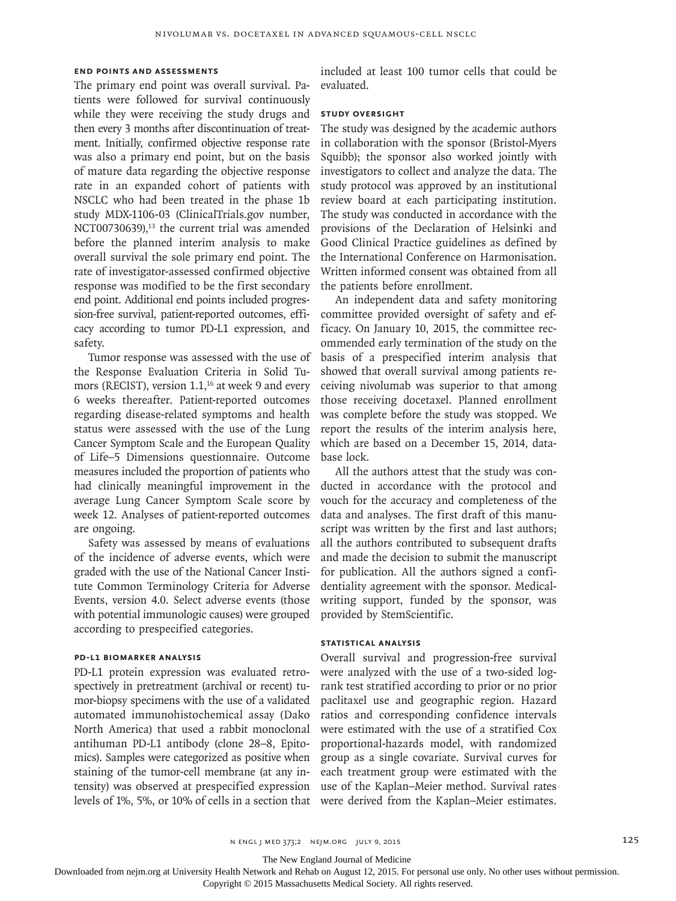### End Points and Assessments

The primary end point was overall survival. Patients were followed for survival continuously while they were receiving the study drugs and then every 3 months after discontinuation of treatment. Initially, confirmed objective response rate was also a primary end point, but on the basis of mature data regarding the objective response rate in an expanded cohort of patients with NSCLC who had been treated in the phase 1b study MDX-1106-03 (ClinicalTrials.gov number, NCT00730639),[13] the current trial was amended before the planned interim analysis to make overall survival the sole primary end point. The rate of investigator-assessed confirmed objective response was modified to be the first secondary end point. Additional end points included progression-free survival, patient-reported outcomes, efficacy according to tumor PD-L1 expression, and safety.

Tumor response was assessed with the use of the Response Evaluation Criteria in Solid Tumors (RECIST), version 1.1,[16] at week 9 and every 6 weeks thereafter. Patient-reported outcomes regarding disease-related symptoms and health status were assessed with the use of the Lung Cancer Symptom Scale and the European Quality of Life–5 Dimensions questionnaire. Outcome measures included the proportion of patients who had clinically meaningful improvement in the average Lung Cancer Symptom Scale score by week 12. Analyses of patient-reported outcomes are ongoing.

Safety was assessed by means of evaluations of the incidence of adverse events, which were graded with the use of the National Cancer Institute Common Terminology Criteria for Adverse Events, version 4.0. Select adverse events (those with potential immunologic causes) were grouped according to prespecified categories.

### PD-L1 Biomarker Analysis

PD-L1 protein expression was evaluated retrospectively in pretreatment (archival or recent) tumor-biopsy specimens with the use of a validated automated immunohistochemical assay (Dako North America) that used a rabbit monoclonal antihuman PD-L1 antibody (clone 28–8, Epitomics). Samples were categorized as positive when staining of the tumor-cell membrane (at any intensity) was observed at prespecified expression levels of 1%, 5%, or 10% of cells in a section that included at least 100 tumor cells that could be evaluated.

### Study Oversight

The study was designed by the academic authors in collaboration with the sponsor (Bristol-Myers Squibb); the sponsor also worked jointly with investigators to collect and analyze the data. The study protocol was approved by an institutional review board at each participating institution. The study was conducted in accordance with the provisions of the Declaration of Helsinki and Good Clinical Practice guidelines as defined by the International Conference on Harmonisation. Written informed consent was obtained from all the patients before enrollment.

An independent data and safety monitoring committee provided oversight of safety and efficacy. On January 10, 2015, the committee recommended early termination of the study on the basis of a prespecified interim analysis that showed that overall survival among patients receiving nivolumab was superior to that among those receiving docetaxel. Planned enrollment was complete before the study was stopped. We report the results of the interim analysis here, which are based on a December 15, 2014, database lock.

All the authors attest that the study was conducted in accordance with the protocol and vouch for the accuracy and completeness of the data and analyses. The first draft of this manuscript was written by the first and last authors; all the authors contributed to subsequent drafts and made the decision to submit the manuscript for publication. All the authors signed a confidentiality agreement with the sponsor. Medical-writing support, funded by the sponsor, was provided by StemScientific.

### Statistical Analysis

Overall survival and progression-free survival were analyzed with the use of a two-sided log-rank test stratified according to prior or no prior paclitaxel use and geographic region. Hazard ratios and corresponding confidence intervals were estimated with the use of a stratified Cox proportional-hazards model, with randomized group as a single covariate. Survival curves for each treatment group were estimated with the use of the Kaplan–Meier method. Survival rates were derived from the Kaplan–Meier estimates.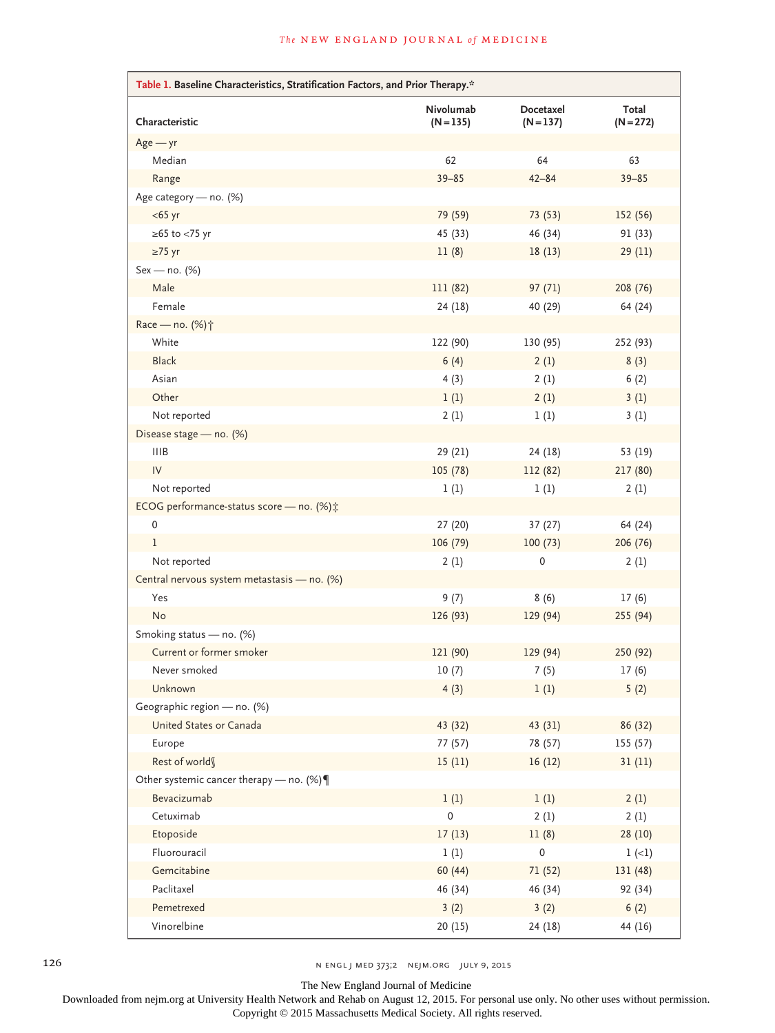**Table 1. Baseline Characteristics, Stratification Factors, and Prior Therapy.***

| Characteristic | Nivolumab (N=135) | Docetaxel (N=137) | Total (N=272) |
|---|---|---|---|
| Age — yr | | | |
| Median | 62 | 64 | 63 |
| Range | 39–85 | 42–84 | 39–85 |
| Age category — no. (%) | | | |
| <65 yr | 79 (59) | 73 (53) | 152 (56) |
| ≥65 to <75 yr | 45 (33) | 46 (34) | 91 (33) |
| ≥75 yr | 11 (8) | 18 (13) | 29 (11) |
| Sex — no. (%) | | | |
| Male | 111 (82) | 97 (71) | 208 (76) |
| Female | 24 (18) | 40 (29) | 64 (24) |
| Race — no. (%)† | | | |
| White | 122 (90) | 130 (95) | 252 (93) |
| Black | 6 (4) | 2 (1) | 8 (3) |
| Asian | 4 (3) | 2 (1) | 6 (2) |
| Other | 1 (1) | 2 (1) | 3 (1) |
| Not reported | 2 (1) | 1 (1) | 3 (1) |
| Disease stage — no. (%) | | | |
| IIIB | 29 (21) | 24 (18) | 53 (19) |
| IV | 105 (78) | 112 (82) | 217 (80) |
| Not reported | 1 (1) | 1 (1) | 2 (1) |
| ECOG performance-status score — no. (%)‡ | | | |
| 0 | 27 (20) | 37 (27) | 64 (24) |
| 1 | 106 (79) | 100 (73) | 206 (76) |
| Not reported | 2 (1) | 0 | 2 (1) |
| Central nervous system metastasis — no. (%) | | | |
| Yes | 9 (7) | 8 (6) | 17 (6) |
| No | 126 (93) | 129 (94) | 255 (94) |
| Smoking status — no. (%) | | | |
| Current or former smoker | 121 (90) | 129 (94) | 250 (92) |
| Never smoked | 10 (7) | 7 (5) | 17 (6) |
| Unknown | 4 (3) | 1 (1) | 5 (2) |
| Geographic region — no. (%) | | | |
| United States or Canada | 43 (32) | 43 (31) | 86 (32) |
| Europe | 77 (57) | 78 (57) | 155 (57) |
| Rest of world§ | 15 (11) | 16 (12) | 31 (11) |
| Other systemic cancer therapy — no. (%)¶ | | | |
| Bevacizumab | 1 (1) | 1 (1) | 2 (1) |
| Cetuximab | 0 | 2 (1) | 2 (1) |
| Etoposide | 17 (13) | 11 (8) | 28 (10) |
| Fluorouracil | 1 (1) | 0 | 1 (<1) |
| Gemcitabine | 60 (44) | 71 (52) | 131 (48) |
| Paclitaxel | 46 (34) | 46 (34) | 92 (34) |
| Pemetrexed | 3 (2) | 3 (2) | 6 (2) |
| Vinorelbine | 20 (15) | 24 (18) | 44 (16) |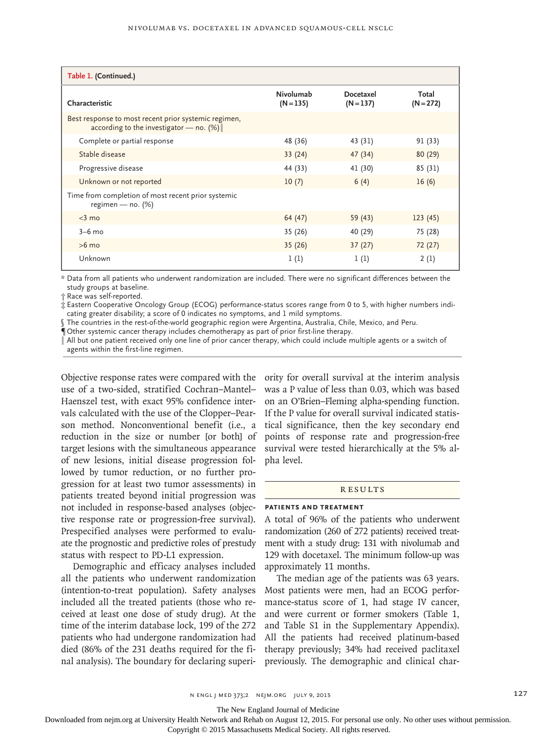**Table 1. (Continued.)**

| Characteristic | Nivolumab (N=135) | Docetaxel (N=137) | Total (N=272) |
|---|---|---|---|
| Best response to most recent prior systemic regimen, according to the investigator — no. (%)‖ | | | |
| Complete or partial response | 48 (36) | 43 (31) | 91 (33) |
| Stable disease | 33 (24) | 47 (34) | 80 (29) |
| Progressive disease | 44 (33) | 41 (30) | 85 (31) |
| Unknown or not reported | 10 (7) | 6 (4) | 16 (6) |
| Time from completion of most recent prior systemic regimen — no. (%) | | | |
| <3 mo | 64 (47) | 59 (43) | 123 (45) |
| 3–6 mo | 35 (26) | 40 (29) | 75 (28) |
| >6 mo | 35 (26) | 37 (27) | 72 (27) |
| Unknown | 1 (1) | 1 (1) | 2 (1) |

\* Data from all patients who underwent randomization are included. There were no significant differences between the study groups at baseline.

† Race was self-reported.

‡ Eastern Cooperative Oncology Group (ECOG) performance-status scores range from 0 to 5, with higher numbers indicating greater disability; a score of 0 indicates no symptoms, and 1 mild symptoms.

§ The countries in the rest-of-the-world geographic region were Argentina, Australia, Chile, Mexico, and Peru.

¶ Other systemic cancer therapy includes chemotherapy as part of prior first-line therapy.

‖ All but one patient received only one line of prior cancer therapy, which could include multiple agents or a switch of agents within the first-line regimen.

Objective response rates were compared with the use of a two-sided, stratified Cochran–Mantel–Haenszel test, with exact 95% confidence intervals calculated with the use of the Clopper–Pearson method. Nonconventional benefit (i.e., a reduction in the size or number [or both] of target lesions with the simultaneous appearance of new lesions, initial disease progression followed by tumor reduction, or no further progression for at least two tumor assessments) in patients treated beyond initial progression was not included in response-based analyses (objective response rate or progression-free survival). Prespecified analyses were performed to evaluate the prognostic and predictive roles of prestudy status with respect to PD-L1 expression.

Demographic and efficacy analyses included all the patients who underwent randomization (intention-to-treat population). Safety analyses included all the treated patients (those who received at least one dose of study drug). At the time of the interim database lock, 199 of the 272 patients who had undergone randomization had died (86% of the 231 deaths required for the final analysis). The boundary for declaring superiority for overall survival at the interim analysis was a P value of less than 0.03, which was based on an O'Brien–Fleming alpha-spending function. If the P value for overall survival indicated statistical significance, then the key secondary end points of response rate and progression-free survival were tested hierarchically at the 5% alpha level.

## RESULTS

### PATIENTS AND TREATMENT

A total of 96% of the patients who underwent randomization (260 of 272 patients) received treatment with a study drug: 131 with nivolumab and 129 with docetaxel. The minimum follow-up was approximately 11 months.

The median age of the patients was 63 years. Most patients were men, had an ECOG performance-status score of 1, had stage IV cancer, and were current or former smokers (Table 1, and Table S1 in the Supplementary Appendix). All the patients had received platinum-based therapy previously; 34% had received paclitaxel previously. The demographic and clinical char-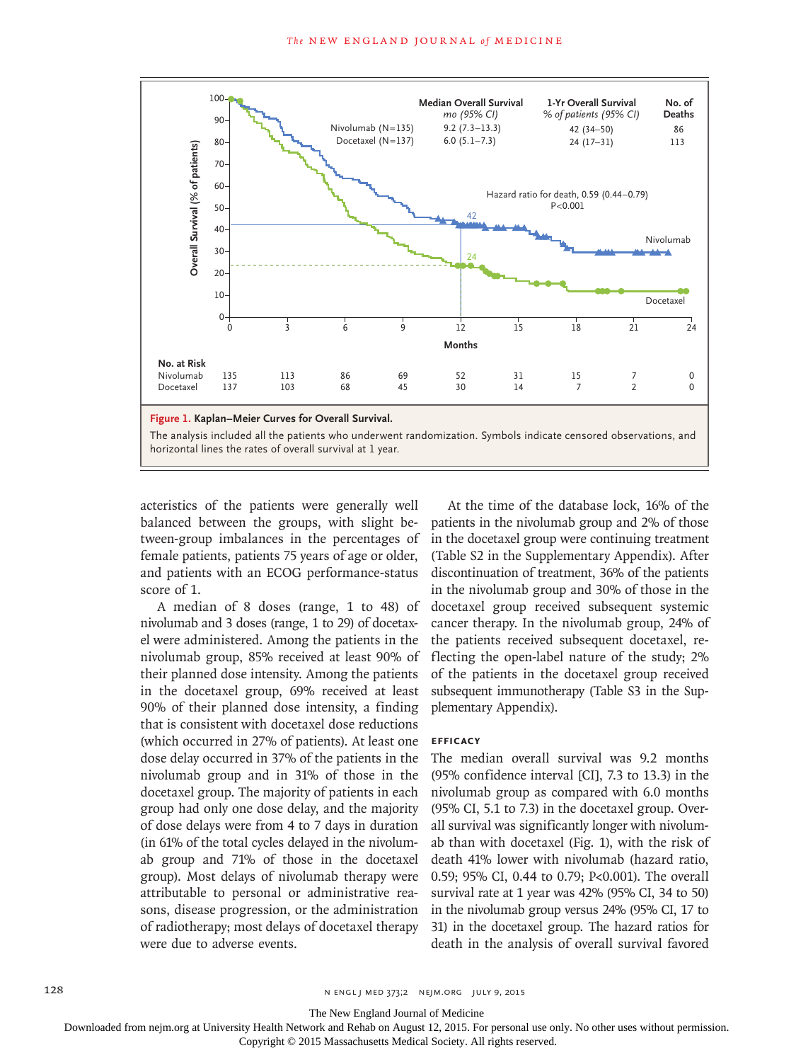**Figure 1. Kaplan–Meier Curves for Overall Survival.**

The analysis included all the patients who underwent randomization. Symbols indicate censored observations, and horizontal lines the rates of overall survival at 1 year.

| | Median Overall Survival mo (95% CI) | 1-Yr Overall Survival % of patients (95% CI) | No. of Deaths |
|---|---|---|---|
| Nivolumab (N=135) | 9.2 (7.3–13.3) | 42 (34–50) | 86 |
| Docetaxel (N=137) | 6.0 (5.1–7.3) | 24 (17–31) | 113 |

Hazard ratio for death, 0.59 (0.44–0.79)
P<0.001

| No. at Risk | 0 | 3 | 6 | 9 | 12 | 15 | 18 | 21 | 24 |
|---|---|---|---|---|---|---|---|---|---|
| Nivolumab | 135 | 113 | 86 | 69 | 52 | 31 | 15 | 7 | 0 |
| Docetaxel | 137 | 103 | 68 | 45 | 30 | 14 | 7 | 2 | 0 |

acteristics of the patients were generally well balanced between the groups, with slight between-group imbalances in the percentages of female patients, patients 75 years of age or older, and patients with an ECOG performance-status score of 1.

A median of 8 doses (range, 1 to 48) of nivolumab and 3 doses (range, 1 to 29) of docetaxel were administered. Among the patients in the nivolumab group, 85% received at least 90% of their planned dose intensity. Among the patients in the docetaxel group, 69% received at least 90% of their planned dose intensity, a finding that is consistent with docetaxel dose reductions (which occurred in 27% of patients). At least one dose delay occurred in 37% of the patients in the nivolumab group and in 31% of those in the docetaxel group. The majority of patients in each group had only one dose delay, and the majority of dose delays were from 4 to 7 days in duration (in 61% of the total cycles delayed in the nivolumab group and 71% of those in the docetaxel group). Most delays of nivolumab therapy were attributable to personal or administrative reasons, disease progression, or the administration of radiotherapy; most delays of docetaxel therapy were due to adverse events.

At the time of the database lock, 16% of the patients in the nivolumab group and 2% of those in the docetaxel group were continuing treatment (Table S2 in the Supplementary Appendix). After discontinuation of treatment, 36% of the patients in the nivolumab group and 30% of those in the docetaxel group received subsequent systemic cancer therapy. In the nivolumab group, 24% of the patients received subsequent docetaxel, reflecting the open-label nature of the study; 2% of the patients in the docetaxel group received subsequent immunotherapy (Table S3 in the Supplementary Appendix).

### EFFICACY

The median overall survival was 9.2 months (95% confidence interval [CI], 7.3 to 13.3) in the nivolumab group as compared with 6.0 months (95% CI, 5.1 to 7.3) in the docetaxel group. Overall survival was significantly longer with nivolumab than with docetaxel (Fig. 1), with the risk of death 41% lower with nivolumab (hazard ratio, 0.59; 95% CI, 0.44 to 0.79; P<0.001). The overall survival rate at 1 year was 42% (95% CI, 34 to 50) in the nivolumab group versus 24% (95% CI, 17 to 31) in the docetaxel group. The hazard ratios for death in the analysis of overall survival favored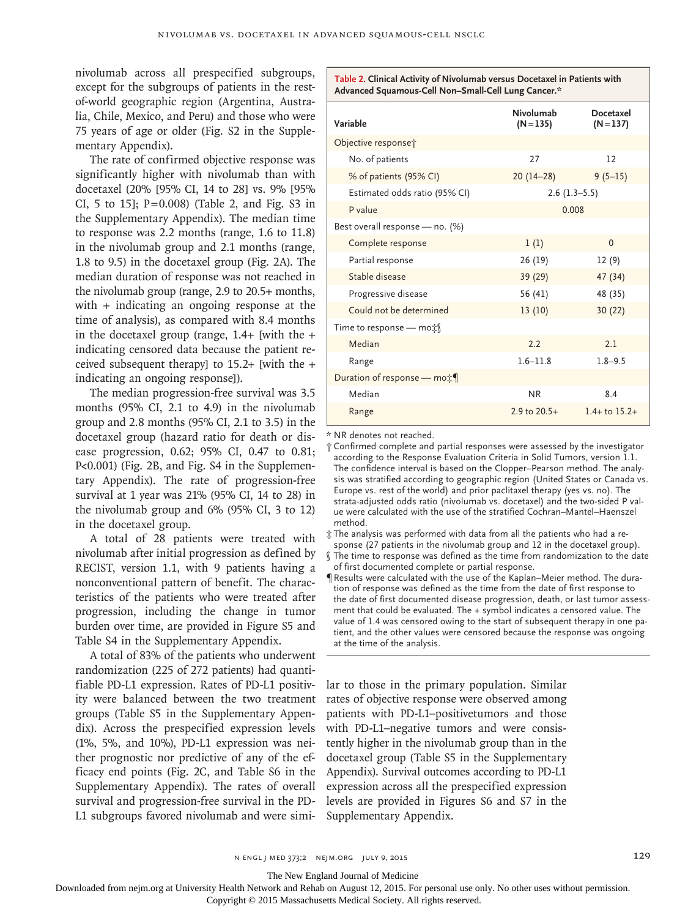nivolumab across all prespecified subgroups, except for the subgroups of patients in the rest-of-world geographic region (Argentina, Australia, Chile, Mexico, and Peru) and those who were 75 years of age or older (Fig. S2 in the Supplementary Appendix).

The rate of confirmed objective response was significantly higher with nivolumab than with docetaxel (20% [95% CI, 14 to 28] vs. 9% [95% CI, 5 to 15]; P=0.008) (Table 2, and Fig. S3 in the Supplementary Appendix). The median time to response was 2.2 months (range, 1.6 to 11.8) in the nivolumab group and 2.1 months (range, 1.8 to 9.5) in the docetaxel group (Fig. 2A). The median duration of response was not reached in the nivolumab group (range, 2.9 to 20.5+ months, with + indicating an ongoing response at the time of analysis), as compared with 8.4 months in the docetaxel group (range, 1.4+ [with the + indicating censored data because the patient received subsequent therapy] to 15.2+ [with the + indicating an ongoing response]).

The median progression-free survival was 3.5 months (95% CI, 2.1 to 4.9) in the nivolumab group and 2.8 months (95% CI, 2.1 to 3.5) in the docetaxel group (hazard ratio for death or disease progression, 0.62; 95% CI, 0.47 to 0.81; P<0.001) (Fig. 2B, and Fig. S4 in the Supplementary Appendix). The rate of progression-free survival at 1 year was 21% (95% CI, 14 to 28) in the nivolumab group and 6% (95% CI, 3 to 12) in the docetaxel group.

A total of 28 patients were treated with nivolumab after initial progression as defined by RECIST, version 1.1, with 9 patients having a nonconventional pattern of benefit. The characteristics of the patients who were treated after progression, including the change in tumor burden over time, are provided in Figure S5 and Table S4 in the Supplementary Appendix.

A total of 83% of the patients who underwent randomization (225 of 272 patients) had quantifiable PD-L1 expression. Rates of PD-L1 positivity were balanced between the two treatment groups (Table S5 in the Supplementary Appendix). Across the prespecified expression levels (1%, 5%, and 10%), PD-L1 expression was neither prognostic nor predictive of any of the efficacy end points (Fig. 2C, and Table S6 in the Supplementary Appendix). The rates of overall survival and progression-free survival in the PD-L1 subgroups favored nivolumab and were similar to those in the primary population. Similar rates of objective response were observed among patients with PD-L1–positivetumors and those with PD-L1–negative tumors and were consistently higher in the nivolumab group than in the docetaxel group (Table S5 in the Supplementary Appendix). Survival outcomes according to PD-L1 expression across all the prespecified expression levels are provided in Figures S6 and S7 in the Supplementary Appendix.

**Table 2. Clinical Activity of Nivolumab versus Docetaxel in Patients with Advanced Squamous-Cell Non–Small-Cell Lung Cancer.***

| Variable | Nivolumab (N=135) | Docetaxel (N=137) |
|---|---|---|
| Objective response† | | |
| No. of patients | 27 | 12 |
| % of patients (95% CI) | 20 (14–28) | 9 (5–15) |
| Estimated odds ratio (95% CI) | 2.6 (1.3–5.5) | |
| P value | 0.008 | |
| Best overall response — no. (%) | | |
| Complete response | 1 (1) | 0 |
| Partial response | 26 (19) | 12 (9) |
| Stable disease | 39 (29) | 47 (34) |
| Progressive disease | 56 (41) | 48 (35) |
| Could not be determined | 13 (10) | 30 (22) |
| Time to response — mo‡§ | | |
| Median | 2.2 | 2.1 |
| Range | 1.6–11.8 | 1.8–9.5 |
| Duration of response — mo‡¶ | | |
| Median | NR | 8.4 |
| Range | 2.9 to 20.5+ | 1.4+ to 15.2+ |

\* NR denotes not reached.

† Confirmed complete and partial responses were assessed by the investigator according to the Response Evaluation Criteria in Solid Tumors, version 1.1. The confidence interval is based on the Clopper–Pearson method. The analysis was stratified according to geographic region (United States or Canada vs. Europe vs. rest of the world) and prior paclitaxel therapy (yes vs. no). The strata-adjusted odds ratio (nivolumab vs. docetaxel) and the two-sided P value were calculated with the use of the stratified Cochran–Mantel–Haenszel method.

‡ The analysis was performed with data from all the patients who had a response (27 patients in the nivolumab group and 12 in the docetaxel group).

§ The time to response was defined as the time from randomization to the date of first documented complete or partial response.

¶ Results were calculated with the use of the Kaplan–Meier method. The duration of response was defined as the time from the date of first response to the date of first documented disease progression, death, or last tumor assessment that could be evaluated. The + symbol indicates a censored value. The value of 1.4 was censored owing to the start of subsequent therapy in one patient, and the other values were censored because the response was ongoing at the time of the analysis.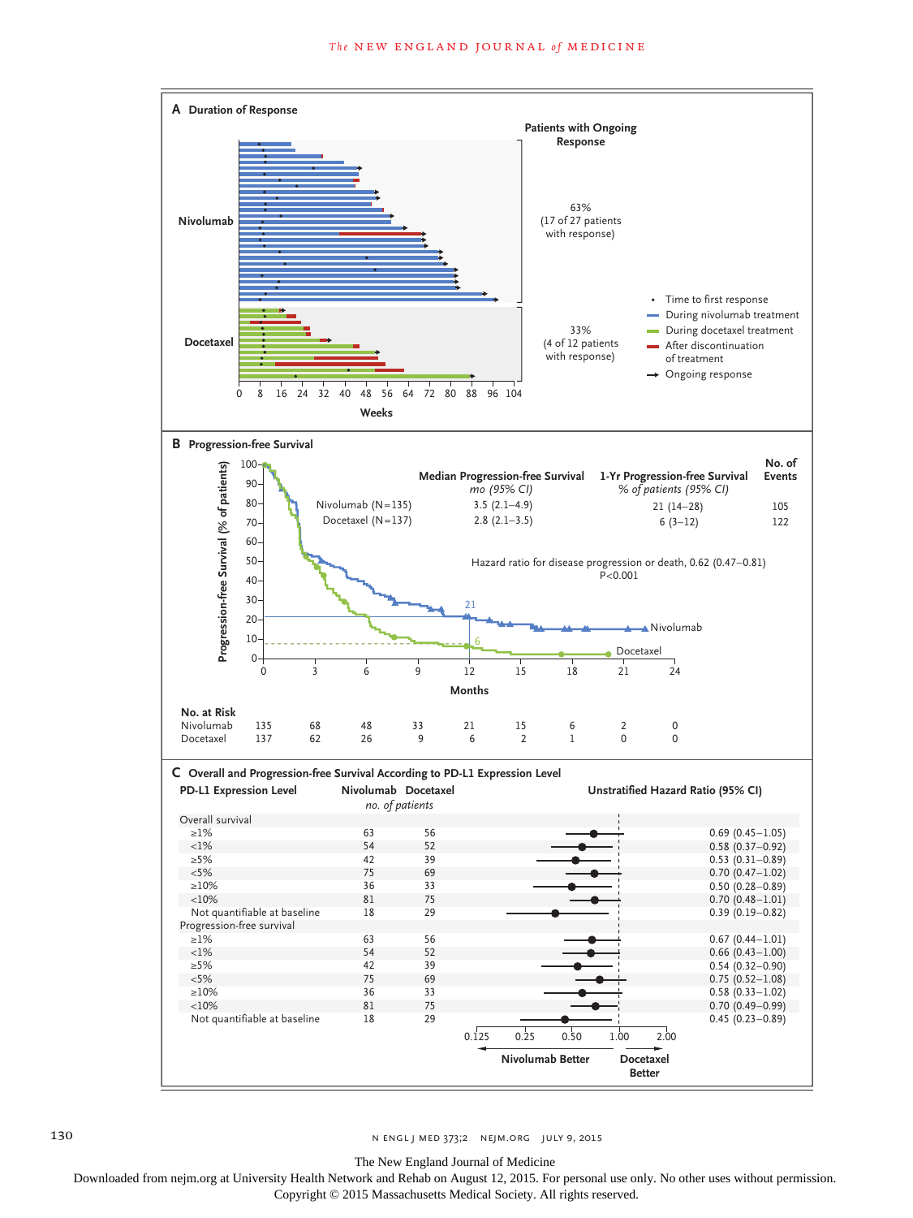## A Duration of Response

| | Patients with Ongoing Response |
|---|---|
| Nivolumab | 63% (17 of 27 patients with response) |
| Docetaxel | 33% (4 of 12 patients with response) |

Legend: • Time to first response; — During nivolumab treatment; — During docetaxel treatment; — After discontinuation of treatment; → Ongoing response

Weeks: 0 8 16 24 32 40 48 56 64 72 80 88 96 104

## B Progression-free Survival

| | Median Progression-free Survival *mo (95% CI)* | 1-Yr Progression-free Survival *% of patients (95% CI)* | No. of Events |
|---|---|---|---|
| Nivolumab (N=135) | 3.5 (2.1–4.9) | 21 (14–28) | 105 |
| Docetaxel (N=137) | 2.8 (2.1–3.5) | 6 (3–12) | 122 |

Hazard ratio for disease progression or death, 0.62 (0.47–0.81)
P<0.001

Progression-free Survival (% of patients); Months

**No. at Risk**

| | 0 | 3 | 6 | 9 | 12 | 15 | 18 | 21 | 24 |
|---|---|---|---|---|---|---|---|---|---|
| Nivolumab | 135 | 68 | 48 | 33 | 21 | 15 | 6 | 2 | 0 |
| Docetaxel | 137 | 62 | 26 | 9 | 6 | 2 | 1 | 0 | 0 |

## C Overall and Progression-free Survival According to PD-L1 Expression Level

| PD-L1 Expression Level | Nivolumab (no. of patients) | Docetaxel (no. of patients) | Unstratified Hazard Ratio (95% CI) |
|---|---|---|---|
| **Overall survival** | | | |
| ≥1% | 63 | 56 | 0.69 (0.45–1.05) |
| <1% | 54 | 52 | 0.58 (0.37–0.92) |
| ≥5% | 42 | 39 | 0.53 (0.31–0.89) |
| <5% | 75 | 69 | 0.70 (0.47–1.02) |
| ≥10% | 36 | 33 | 0.50 (0.28–0.89) |
| <10% | 81 | 75 | 0.70 (0.48–1.01) |
| Not quantifiable at baseline | 18 | 29 | 0.39 (0.19–0.82) |
| **Progression-free survival** | | | |
| ≥1% | 63 | 56 | 0.67 (0.44–1.01) |
| <1% | 54 | 52 | 0.66 (0.43–1.00) |
| ≥5% | 42 | 39 | 0.54 (0.32–0.90) |
| <5% | 75 | 69 | 0.75 (0.52–1.08) |
| ≥10% | 36 | 33 | 0.58 (0.33–1.02) |
| <10% | 81 | 75 | 0.70 (0.49–0.99) |
| Not quantifiable at baseline | 18 | 29 | 0.45 (0.23–0.89) |

Axis: 0.125 0.25 0.50 1.00 2.00 — ← Nivolumab Better | Docetaxel Better →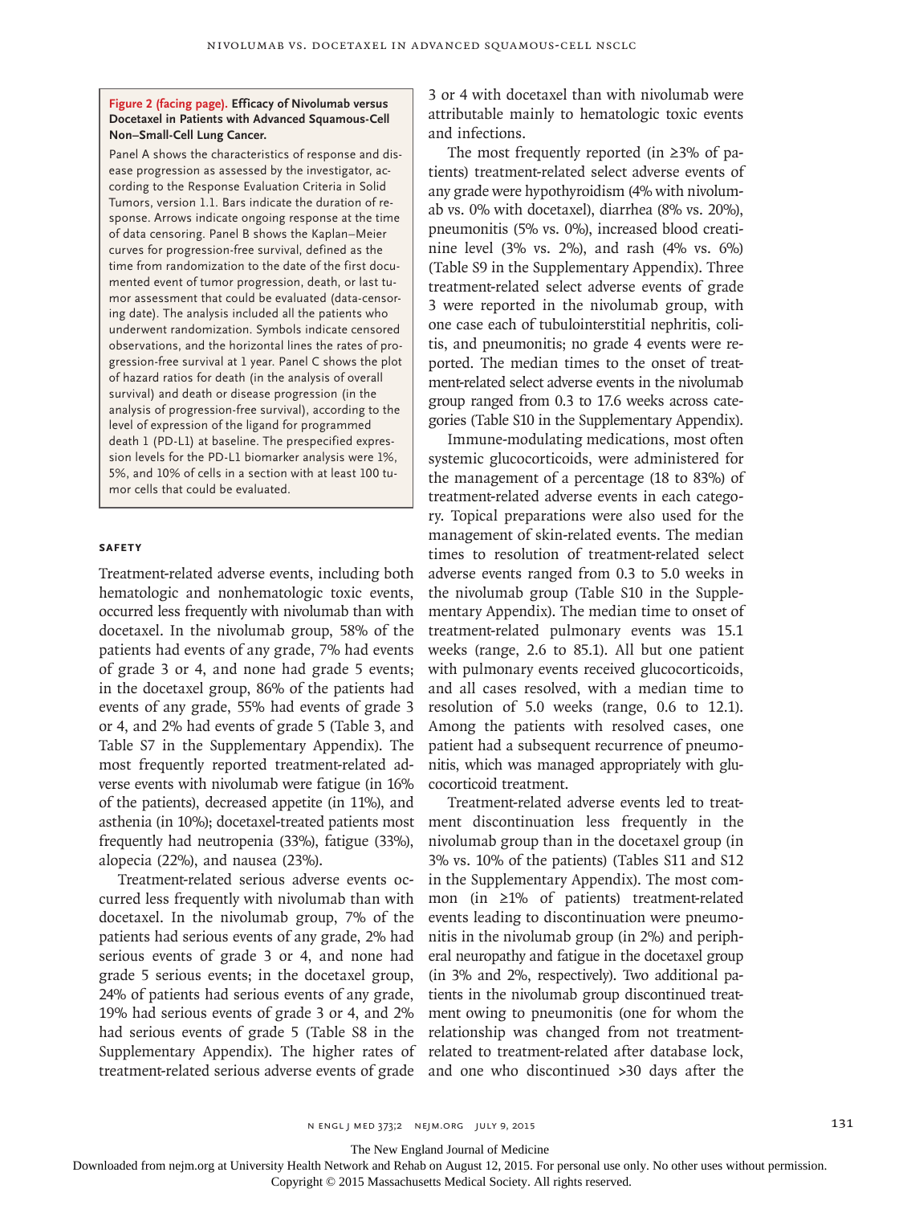**Figure 2 (facing page). Efficacy of Nivolumab versus Docetaxel in Patients with Advanced Squamous-Cell Non–Small-Cell Lung Cancer.**

Panel A shows the characteristics of response and disease progression as assessed by the investigator, according to the Response Evaluation Criteria in Solid Tumors, version 1.1. Bars indicate the duration of response. Arrows indicate ongoing response at the time of data censoring. Panel B shows the Kaplan–Meier curves for progression-free survival, defined as the time from randomization to the date of the first documented event of tumor progression, death, or last tumor assessment that could be evaluated (data-censoring date). The analysis included all the patients who underwent randomization. Symbols indicate censored observations, and the horizontal lines the rates of progression-free survival at 1 year. Panel C shows the plot of hazard ratios for death (in the analysis of overall survival) and death or disease progression (in the analysis of progression-free survival), according to the level of expression of the ligand for programmed death 1 (PD-L1) at baseline. The prespecified expression levels for the PD-L1 biomarker analysis were 1%, 5%, and 10% of cells in a section with at least 100 tumor cells that could be evaluated.

## SAFETY

Treatment-related adverse events, including both hematologic and nonhematologic toxic events, occurred less frequently with nivolumab than with docetaxel. In the nivolumab group, 58% of the patients had events of any grade, 7% had events of grade 3 or 4, and none had grade 5 events; in the docetaxel group, 86% of the patients had events of any grade, 55% had events of grade 3 or 4, and 2% had events of grade 5 (Table 3, and Table S7 in the Supplementary Appendix). The most frequently reported treatment-related adverse events with nivolumab were fatigue (in 16% of the patients), decreased appetite (in 11%), and asthenia (in 10%); docetaxel-treated patients most frequently had neutropenia (33%), fatigue (33%), alopecia (22%), and nausea (23%).

Treatment-related serious adverse events occurred less frequently with nivolumab than with docetaxel. In the nivolumab group, 7% of the patients had serious events of any grade, 2% had serious events of grade 3 or 4, and none had grade 5 serious events; in the docetaxel group, 24% of patients had serious events of any grade, 19% had serious events of grade 3 or 4, and 2% had serious events of grade 5 (Table S8 in the Supplementary Appendix). The higher rates of treatment-related serious adverse events of grade 3 or 4 with docetaxel than with nivolumab were attributable mainly to hematologic toxic events and infections.

The most frequently reported (in ≥3% of patients) treatment-related select adverse events of any grade were hypothyroidism (4% with nivolumab vs. 0% with docetaxel), diarrhea (8% vs. 20%), pneumonitis (5% vs. 0%), increased blood creatinine level (3% vs. 2%), and rash (4% vs. 6%) (Table S9 in the Supplementary Appendix). Three treatment-related select adverse events of grade 3 were reported in the nivolumab group, with one case each of tubulointerstitial nephritis, colitis, and pneumonitis; no grade 4 events were reported. The median times to the onset of treatment-related select adverse events in the nivolumab group ranged from 0.3 to 17.6 weeks across categories (Table S10 in the Supplementary Appendix).

Immune-modulating medications, most often systemic glucocorticoids, were administered for the management of a percentage (18 to 83%) of treatment-related adverse events in each category. Topical preparations were also used for the management of skin-related events. The median times to resolution of treatment-related select adverse events ranged from 0.3 to 5.0 weeks in the nivolumab group (Table S10 in the Supplementary Appendix). The median time to onset of treatment-related pulmonary events was 15.1 weeks (range, 2.6 to 85.1). All but one patient with pulmonary events received glucocorticoids, and all cases resolved, with a median time to resolution of 5.0 weeks (range, 0.6 to 12.1). Among the patients with resolved cases, one patient had a subsequent recurrence of pneumonitis, which was managed appropriately with glucocorticoid treatment.

Treatment-related adverse events led to treatment discontinuation less frequently in the nivolumab group than in the docetaxel group (in 3% vs. 10% of the patients) (Tables S11 and S12 in the Supplementary Appendix). The most common (in ≥1% of patients) treatment-related events leading to discontinuation were pneumonitis in the nivolumab group (in 2%) and peripheral neuropathy and fatigue in the docetaxel group (in 3% and 2%, respectively). Two additional patients in the nivolumab group discontinued treatment owing to pneumonitis (one for whom the relationship was changed from not treatment-related to treatment-related after database lock, and one who discontinued >30 days after the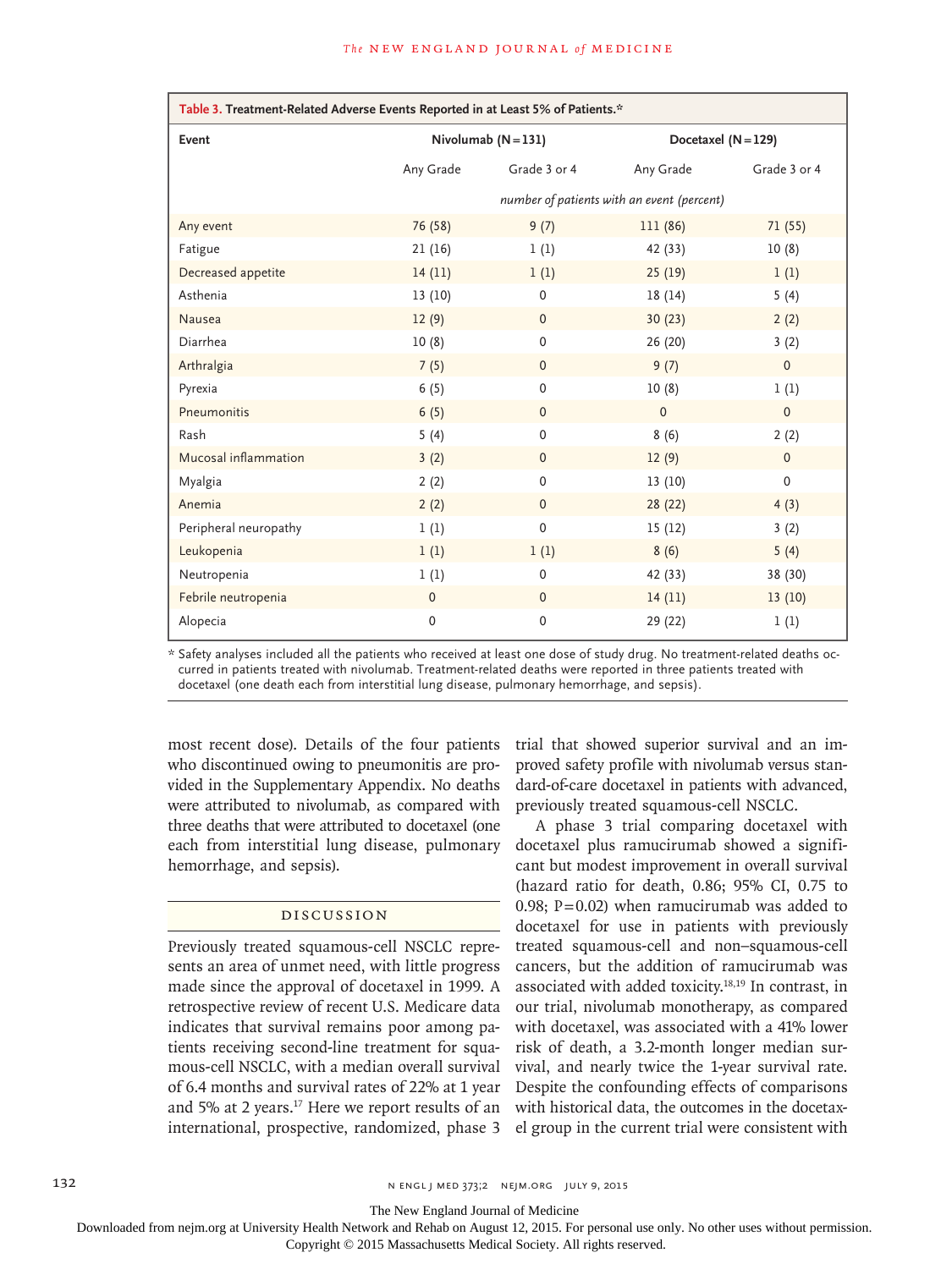**Table 3. Treatment-Related Adverse Events Reported in at Least 5% of Patients.***

| Event | Nivolumab (N=131) | | Docetaxel (N=129) | |
|---|---|---|---|---|
| | Any Grade | Grade 3 or 4 | Any Grade | Grade 3 or 4 |
| | *number of patients with an event (percent)* | | | |
| Any event | 76 (58) | 9 (7) | 111 (86) | 71 (55) |
| Fatigue | 21 (16) | 1 (1) | 42 (33) | 10 (8) |
| Decreased appetite | 14 (11) | 1 (1) | 25 (19) | 1 (1) |
| Asthenia | 13 (10) | 0 | 18 (14) | 5 (4) |
| Nausea | 12 (9) | 0 | 30 (23) | 2 (2) |
| Diarrhea | 10 (8) | 0 | 26 (20) | 3 (2) |
| Arthralgia | 7 (5) | 0 | 9 (7) | 0 |
| Pyrexia | 6 (5) | 0 | 10 (8) | 1 (1) |
| Pneumonitis | 6 (5) | 0 | 0 | 0 |
| Rash | 5 (4) | 0 | 8 (6) | 2 (2) |
| Mucosal inflammation | 3 (2) | 0 | 12 (9) | 0 |
| Myalgia | 2 (2) | 0 | 13 (10) | 0 |
| Anemia | 2 (2) | 0 | 28 (22) | 4 (3) |
| Peripheral neuropathy | 1 (1) | 0 | 15 (12) | 3 (2) |
| Leukopenia | 1 (1) | 1 (1) | 8 (6) | 5 (4) |
| Neutropenia | 1 (1) | 0 | 42 (33) | 38 (30) |
| Febrile neutropenia | 0 | 0 | 14 (11) | 13 (10) |
| Alopecia | 0 | 0 | 29 (22) | 1 (1) |

\* Safety analyses included all the patients who received at least one dose of study drug. No treatment-related deaths occurred in patients treated with nivolumab. Treatment-related deaths were reported in three patients treated with docetaxel (one death each from interstitial lung disease, pulmonary hemorrhage, and sepsis).

most recent dose). Details of the four patients who discontinued owing to pneumonitis are provided in the Supplementary Appendix. No deaths were attributed to nivolumab, as compared with three deaths that were attributed to docetaxel (one each from interstitial lung disease, pulmonary hemorrhage, and sepsis).

## Discussion

Previously treated squamous-cell NSCLC represents an area of unmet need, with little progress made since the approval of docetaxel in 1999. A retrospective review of recent U.S. Medicare data indicates that survival remains poor among patients receiving second-line treatment for squamous-cell NSCLC, with a median overall survival of 6.4 months and survival rates of 22% at 1 year and 5% at 2 years.[17] Here we report results of an international, prospective, randomized, phase 3 trial that showed superior survival and an improved safety profile with nivolumab versus standard-of-care docetaxel in patients with advanced, previously treated squamous-cell NSCLC.

A phase 3 trial comparing docetaxel with docetaxel plus ramucirumab showed a significant but modest improvement in overall survival (hazard ratio for death, 0.86; 95% CI, 0.75 to 0.98; P=0.02) when ramucirumab was added to docetaxel for use in patients with previously treated squamous-cell and non–squamous-cell cancers, but the addition of ramucirumab was associated with added toxicity.[18,19] In contrast, in our trial, nivolumab monotherapy, as compared with docetaxel, was associated with a 41% lower risk of death, a 3.2-month longer median survival, and nearly twice the 1-year survival rate. Despite the confounding effects of comparisons with historical data, the outcomes in the docetaxel group in the current trial were consistent with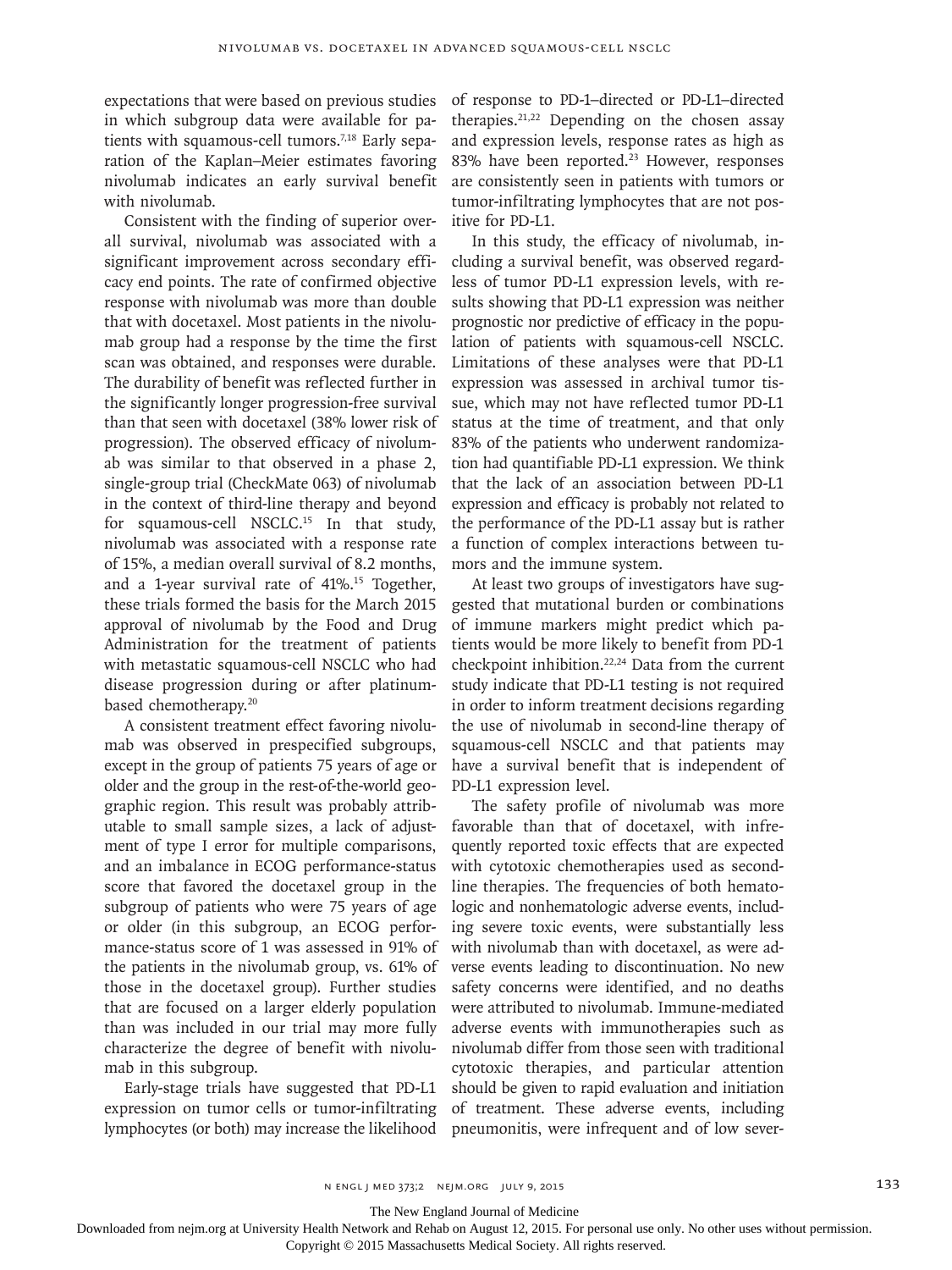expectations that were based on previous studies in which subgroup data were available for patients with squamous-cell tumors.[7,18] Early separation of the Kaplan–Meier estimates favoring nivolumab indicates an early survival benefit with nivolumab.

Consistent with the finding of superior overall survival, nivolumab was associated with a significant improvement across secondary efficacy end points. The rate of confirmed objective response with nivolumab was more than double that with docetaxel. Most patients in the nivolumab group had a response by the time the first scan was obtained, and responses were durable. The durability of benefit was reflected further in the significantly longer progression-free survival than that seen with docetaxel (38% lower risk of progression). The observed efficacy of nivolumab was similar to that observed in a phase 2, single-group trial (CheckMate 063) of nivolumab in the context of third-line therapy and beyond for squamous-cell NSCLC.[15] In that study, nivolumab was associated with a response rate of 15%, a median overall survival of 8.2 months, and a 1-year survival rate of 41%.[15] Together, these trials formed the basis for the March 2015 approval of nivolumab by the Food and Drug Administration for the treatment of patients with metastatic squamous-cell NSCLC who had disease progression during or after platinum-based chemotherapy.[20]

A consistent treatment effect favoring nivolumab was observed in prespecified subgroups, except in the group of patients 75 years of age or older and the group in the rest-of-the-world geographic region. This result was probably attributable to small sample sizes, a lack of adjustment of type I error for multiple comparisons, and an imbalance in ECOG performance-status score that favored the docetaxel group in the subgroup of patients who were 75 years of age or older (in this subgroup, an ECOG performance-status score of 1 was assessed in 91% of the patients in the nivolumab group, vs. 61% of those in the docetaxel group). Further studies that are focused on a larger elderly population than was included in our trial may more fully characterize the degree of benefit with nivolumab in this subgroup.

Early-stage trials have suggested that PD-L1 expression on tumor cells or tumor-infiltrating lymphocytes (or both) may increase the likelihood of response to PD-1–directed or PD-L1–directed therapies.[21,22] Depending on the chosen assay and expression levels, response rates as high as 83% have been reported.[23] However, responses are consistently seen in patients with tumors or tumor-infiltrating lymphocytes that are not positive for PD-L1.

In this study, the efficacy of nivolumab, including a survival benefit, was observed regardless of tumor PD-L1 expression levels, with results showing that PD-L1 expression was neither prognostic nor predictive of efficacy in the population of patients with squamous-cell NSCLC. Limitations of these analyses were that PD-L1 expression was assessed in archival tumor tissue, which may not have reflected tumor PD-L1 status at the time of treatment, and that only 83% of the patients who underwent randomization had quantifiable PD-L1 expression. We think that the lack of an association between PD-L1 expression and efficacy is probably not related to the performance of the PD-L1 assay but is rather a function of complex interactions between tumors and the immune system.

At least two groups of investigators have suggested that mutational burden or combinations of immune markers might predict which patients would be more likely to benefit from PD-1 checkpoint inhibition.[22,24] Data from the current study indicate that PD-L1 testing is not required in order to inform treatment decisions regarding the use of nivolumab in second-line therapy of squamous-cell NSCLC and that patients may have a survival benefit that is independent of PD-L1 expression level.

The safety profile of nivolumab was more favorable than that of docetaxel, with infrequently reported toxic effects that are expected with cytotoxic chemotherapies used as second-line therapies. The frequencies of both hematologic and nonhematologic adverse events, including severe toxic events, were substantially less with nivolumab than with docetaxel, as were adverse events leading to discontinuation. No new safety concerns were identified, and no deaths were attributed to nivolumab. Immune-mediated adverse events with immunotherapies such as nivolumab differ from those seen with traditional cytotoxic therapies, and particular attention should be given to rapid evaluation and initiation of treatment. These adverse events, including pneumonitis, were infrequent and of low sever-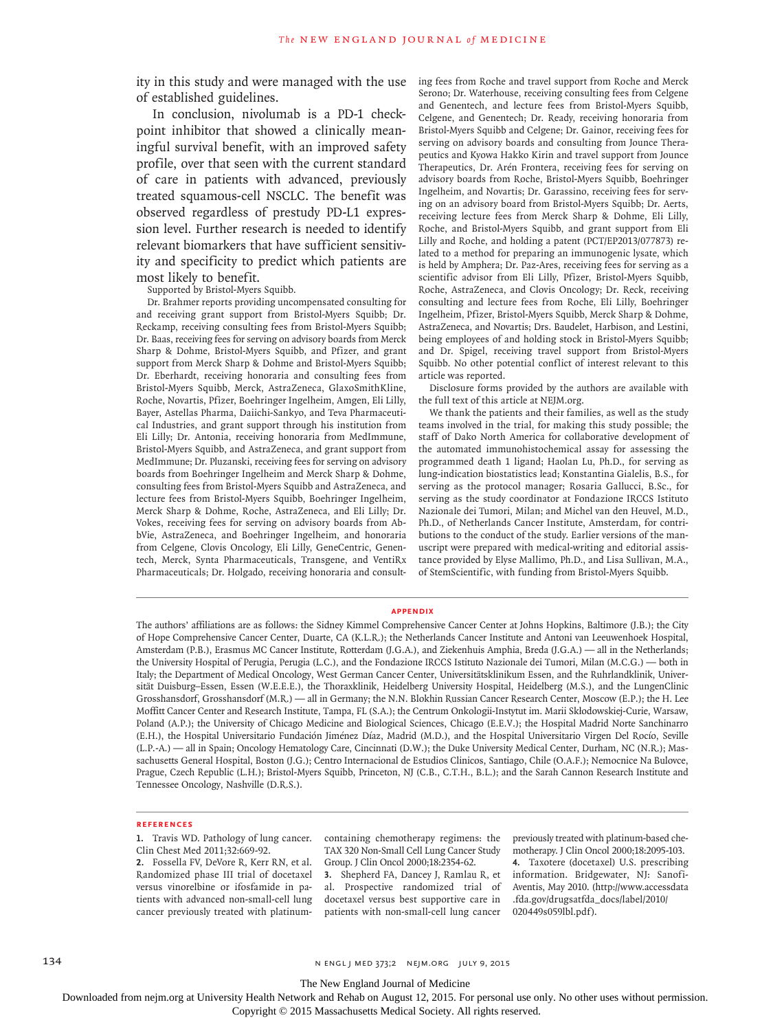ity in this study and were managed with the use of established guidelines.

In conclusion, nivolumab is a PD-1 checkpoint inhibitor that showed a clinically meaningful survival benefit, with an improved safety profile, over that seen with the current standard of care in patients with advanced, previously treated squamous-cell NSCLC. The benefit was observed regardless of prestudy PD-L1 expression level. Further research is needed to identify relevant biomarkers that have sufficient sensitivity and specificity to predict which patients are most likely to benefit.

Supported by Bristol-Myers Squibb.

Dr. Brahmer reports providing uncompensated consulting for and receiving grant support from Bristol-Myers Squibb; Dr. Reckamp, receiving consulting fees from Bristol-Myers Squibb; Dr. Baas, receiving fees for serving on advisory boards from Merck Sharp & Dohme, Bristol-Myers Squibb, and Pfizer, and grant support from Merck Sharp & Dohme and Bristol-Myers Squibb; Dr. Eberhardt, receiving honoraria and consulting fees from Bristol-Myers Squibb, Merck, AstraZeneca, GlaxoSmithKline, Roche, Novartis, Pfizer, Boehringer Ingelheim, Amgen, Eli Lilly, Bayer, Astellas Pharma, Daiichi-Sankyo, and Teva Pharmaceutical Industries, and grant support through his institution from Eli Lilly; Dr. Antonia, receiving honoraria from MedImmune, Bristol-Myers Squibb, and AstraZeneca, and grant support from MedImmune; Dr. Pluzanski, receiving fees for serving on advisory boards from Boehringer Ingelheim and Merck Sharp & Dohme, consulting fees from Bristol-Myers Squibb and AstraZeneca, and lecture fees from Bristol-Myers Squibb, Boehringer Ingelheim, Merck Sharp & Dohme, Roche, AstraZeneca, and Eli Lilly; Dr. Vokes, receiving fees for serving on advisory boards from AbbVie, AstraZeneca, and Boehringer Ingelheim, and honoraria from Celgene, Clovis Oncology, Eli Lilly, GeneCentric, Genentech, Merck, Synta Pharmaceuticals, Transgene, and VentiRx Pharmaceuticals; Dr. Holgado, receiving honoraria and consulting fees from Roche and travel support from Roche and Merck Serono; Dr. Waterhouse, receiving consulting fees from Celgene and Genentech, and lecture fees from Bristol-Myers Squibb, Celgene, and Genentech; Dr. Ready, receiving honoraria from Bristol-Myers Squibb and Celgene; Dr. Gainor, receiving fees for serving on advisory boards and consulting from Jounce Therapeutics and Kyowa Hakko Kirin and travel support from Jounce Therapeutics, Dr. Arén Frontera, receiving fees for serving on advisory boards from Roche, Bristol-Myers Squibb, Boehringer Ingelheim, and Novartis; Dr. Garassino, receiving fees for serving on an advisory board from Bristol-Myers Squibb; Dr. Aerts, receiving lecture fees from Merck Sharp & Dohme, Eli Lilly, Roche, and Bristol-Myers Squibb, and grant support from Eli Lilly and Roche, and holding a patent (PCT/EP2013/077873) related to a method for preparing an immunogenic lysate, which is held by Amphera; Dr. Paz-Ares, receiving fees for serving as a scientific advisor from Eli Lilly, Pfizer, Bristol-Myers Squibb, Roche, AstraZeneca, and Clovis Oncology; Dr. Reck, receiving consulting and lecture fees from Roche, Eli Lilly, Boehringer Ingelheim, Pfizer, Bristol-Myers Squibb, Merck Sharp & Dohme, AstraZeneca, and Novartis; Drs. Baudelet, Harbison, and Lestini, being employees of and holding stock in Bristol-Myers Squibb; and Dr. Spigel, receiving travel support from Bristol-Myers Squibb. No other potential conflict of interest relevant to this article was reported.

Disclosure forms provided by the authors are available with the full text of this article at NEJM.org.

We thank the patients and their families, as well as the study teams involved in the trial, for making this study possible; the staff of Dako North America for collaborative development of the automated immunohistochemical assay for assessing the programmed death 1 ligand; Haolan Lu, Ph.D., for serving as lung-indication biostatistics lead; Konstantina Gialelis, B.S., for serving as the protocol manager; Rosaria Gallucci, B.Sc., for serving as the study coordinator at Fondazione IRCCS Istituto Nazionale dei Tumori, Milan; and Michel van den Heuvel, M.D., Ph.D., of Netherlands Cancer Institute, Amsterdam, for contributions to the conduct of the study. Earlier versions of the manuscript were prepared with medical-writing and editorial assistance provided by Elyse Mallimo, Ph.D., and Lisa Sullivan, M.A., of StemScientific, with funding from Bristol-Myers Squibb.

## APPENDIX

The authors' affiliations are as follows: the Sidney Kimmel Comprehensive Cancer Center at Johns Hopkins, Baltimore (J.B.); the City of Hope Comprehensive Cancer Center, Duarte, CA (K.L.R.); the Netherlands Cancer Institute and Antoni van Leeuwenhoek Hospital, Amsterdam (P.B.), Erasmus MC Cancer Institute, Rotterdam (J.G.A.), and Ziekenhuis Amphia, Breda (J.G.A.) — all in the Netherlands; the University Hospital of Perugia, Perugia (L.C.), and the Fondazione IRCCS Istituto Nazionale dei Tumori, Milan (M.C.G.) — both in Italy; the Department of Medical Oncology, West German Cancer Center, Universitätsklinikum Essen, and the Ruhrlandklinik, Universität Duisburg–Essen, Essen (W.E.E.E.), the Thoraxklinik, Heidelberg University Hospital, Heidelberg (M.S.), and the LungenClinic Grosshansdorf, Grosshansdorf (M.R.) — all in Germany; the N.N. Blokhin Russian Cancer Research Center, Moscow (E.P.); the H. Lee Moffitt Cancer Center and Research Institute, Tampa, FL (S.A.); the Centrum Onkologii-Instytut im. Marii Skłodowskiej-Curie, Warsaw, Poland (A.P.); the University of Chicago Medicine and Biological Sciences, Chicago (E.E.V.); the Hospital Madrid Norte Sanchinarro (E.H.), the Hospital Universitario Fundación Jiménez Díaz, Madrid (M.D.), and the Hospital Universitario Virgen Del Rocío, Seville (L.P.-A.) — all in Spain; Oncology Hematology Care, Cincinnati (D.W.); the Duke University Medical Center, Durham, NC (N.R.); Massachusetts General Hospital, Boston (J.G.); Centro Internacional de Estudios Clinicos, Santiago, Chile (O.A.F.); Nemocnice Na Bulovce, Prague, Czech Republic (L.H.); Bristol-Myers Squibb, Princeton, NJ (C.B., C.T.H., B.L.); and the Sarah Cannon Research Institute and Tennessee Oncology, Nashville (D.R.S.).

## REFERENCES

1. Travis WD. Pathology of lung cancer. Clin Chest Med 2011;32:669-92.
2. Fossella FV, DeVore R, Kerr RN, et al. Randomized phase III trial of docetaxel versus vinorelbine or ifosfamide in patients with advanced non-small-cell lung cancer previously treated with platinum-containing chemotherapy regimens: the TAX 320 Non-Small Cell Lung Cancer Study Group. J Clin Oncol 2000;18:2354-62.
3. Shepherd FA, Dancey J, Ramlau R, et al. Prospective randomized trial of docetaxel versus best supportive care in patients with non-small-cell lung cancer previously treated with platinum-based chemotherapy. J Clin Oncol 2000;18:2095-103.
4. Taxotere (docetaxel) U.S. prescribing information. Bridgewater, NJ: Sanofi-Aventis, May 2010. (http://www.accessdata.fda.gov/drugsatfda_docs/label/2010/020449s059lbl.pdf).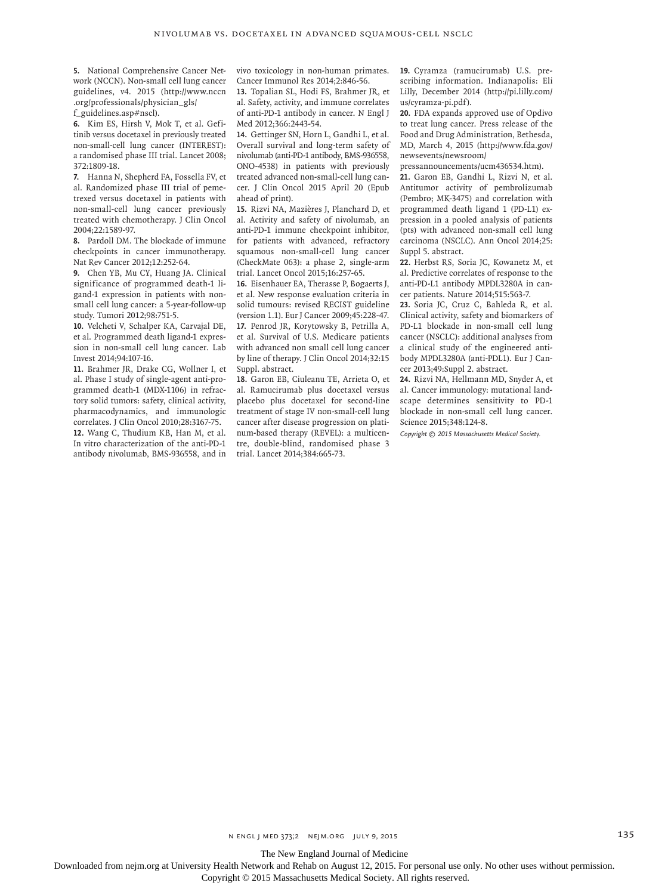5. National Comprehensive Cancer Network (NCCN). Non-small cell lung cancer guidelines, v4. 2015 (http://www.nccn.org/professionals/physician_gls/f_guidelines.asp#nscl).

6. Kim ES, Hirsh V, Mok T, et al. Gefitinib versus docetaxel in previously treated non-small-cell lung cancer (INTEREST): a randomised phase III trial. Lancet 2008; 372:1809-18.

7. Hanna N, Shepherd FA, Fossella FV, et al. Randomized phase III trial of pemetrexed versus docetaxel in patients with non-small-cell lung cancer previously treated with chemotherapy. J Clin Oncol 2004;22:1589-97.

8. Pardoll DM. The blockade of immune checkpoints in cancer immunotherapy. Nat Rev Cancer 2012;12:252-64.

9. Chen YB, Mu CY, Huang JA. Clinical significance of programmed death-1 ligand-1 expression in patients with non-small cell lung cancer: a 5-year-follow-up study. Tumori 2012;98:751-5.

10. Velcheti V, Schalper KA, Carvajal DE, et al. Programmed death ligand-1 expression in non-small cell lung cancer. Lab Invest 2014;94:107-16.

11. Brahmer JR, Drake CG, Wollner I, et al. Phase I study of single-agent anti-programmed death-1 (MDX-1106) in refractory solid tumors: safety, clinical activity, pharmacodynamics, and immunologic correlates. J Clin Oncol 2010;28:3167-75.

12. Wang C, Thudium KB, Han M, et al. In vitro characterization of the anti-PD-1 antibody nivolumab, BMS-936558, and in vivo toxicology in non-human primates. Cancer Immunol Res 2014;2:846-56.

13. Topalian SL, Hodi FS, Brahmer JR, et al. Safety, activity, and immune correlates of anti-PD-1 antibody in cancer. N Engl J Med 2012;366:2443-54.

14. Gettinger SN, Horn L, Gandhi L, et al. Overall survival and long-term safety of nivolumab (anti-PD-1 antibody, BMS-936558, ONO-4538) in patients with previously treated advanced non-small-cell lung cancer. J Clin Oncol 2015 April 20 (Epub ahead of print).

15. Rizvi NA, Mazières J, Planchard D, et al. Activity and safety of nivolumab, an anti-PD-1 immune checkpoint inhibitor, for patients with advanced, refractory squamous non-small-cell lung cancer (CheckMate 063): a phase 2, single-arm trial. Lancet Oncol 2015;16:257-65.

16. Eisenhauer EA, Therasse P, Bogaerts J, et al. New response evaluation criteria in solid tumours: revised RECIST guideline (version 1.1). Eur J Cancer 2009;45:228-47.

17. Penrod JR, Korytowsky B, Petrilla A, et al. Survival of U.S. Medicare patients with advanced non small cell lung cancer by line of therapy. J Clin Oncol 2014;32:15 Suppl. abstract.

18. Garon EB, Ciuleanu TE, Arrieta O, et al. Ramucirumab plus docetaxel versus placebo plus docetaxel for second-line treatment of stage IV non-small-cell lung cancer after disease progression on platinum-based therapy (REVEL): a multicentre, double-blind, randomised phase 3 trial. Lancet 2014;384:665-73.

19. Cyramza (ramucirumab) U.S. prescribing information. Indianapolis: Eli Lilly, December 2014 (http://pi.lilly.com/us/cyramza-pi.pdf).

20. FDA expands approved use of Opdivo to treat lung cancer. Press release of the Food and Drug Administration, Bethesda, MD, March 4, 2015 (http://www.fda.gov/newsevents/newsroom/pressannouncements/ucm436534.htm).

21. Garon EB, Gandhi L, Rizvi N, et al. Antitumor activity of pembrolizumab (Pembro; MK-3475) and correlation with programmed death ligand 1 (PD-L1) expression in a pooled analysis of patients (pts) with advanced non-small cell lung carcinoma (NSCLC). Ann Oncol 2014;25: Suppl 5. abstract.

22. Herbst RS, Soria JC, Kowanetz M, et al. Predictive correlates of response to the anti-PD-L1 antibody MPDL3280A in cancer patients. Nature 2014;515:563-7.

23. Soria JC, Cruz C, Bahleda R, et al. Clinical activity, safety and biomarkers of PD-L1 blockade in non-small cell lung cancer (NSCLC): additional analyses from a clinical study of the engineered antibody MPDL3280A (anti-PDL1). Eur J Cancer 2013;49:Suppl 2. abstract.

24. Rizvi NA, Hellmann MD, Snyder A, et al. Cancer immunology: mutational landscape determines sensitivity to PD-1 blockade in non-small cell lung cancer. Science 2015;348:124-8.

*Copyright © 2015 Massachusetts Medical Society.*